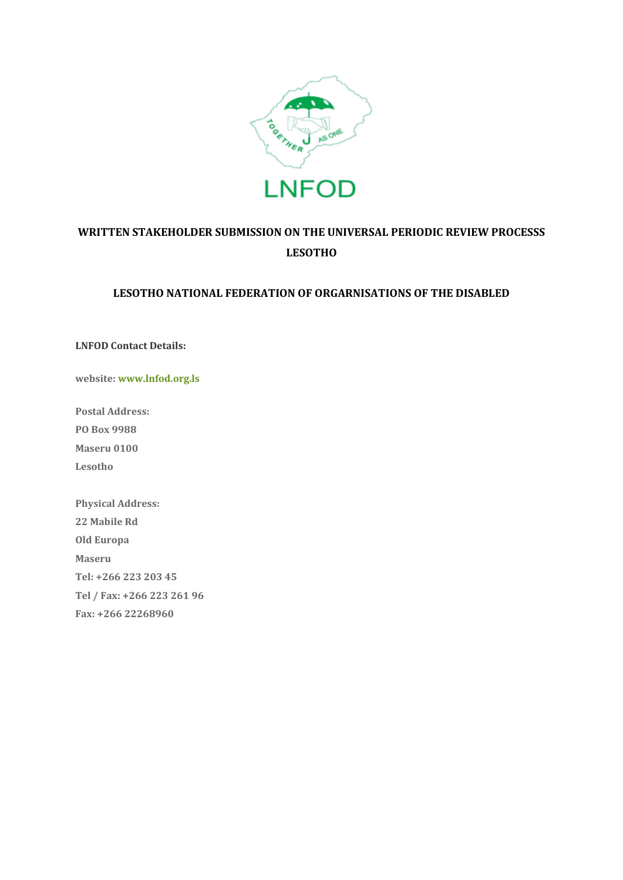LNFOD

**WRITTEN STAKEHOLDER SUBMISSION ON THE UNIVERSAL PERIODIC REVIEW PROCESSS**

**LESOTHO**

**LESOTHO NATIONAL FEDERATION OF ORGARNISATIONS OF THE DISABLED**

**LNFOD Contact Details:**

**website: www.lnfod.org.ls**

**Postal Address:**
**PO Box 9988**
**Maseru 0100**
**Lesotho**

**Physical Address:**
**22 Mabile Rd**
**Old Europa**
**Maseru**
**Tel: +266 223 203 45**
**Tel / Fax: +266 223 261 96**
**Fax: +266 22268960**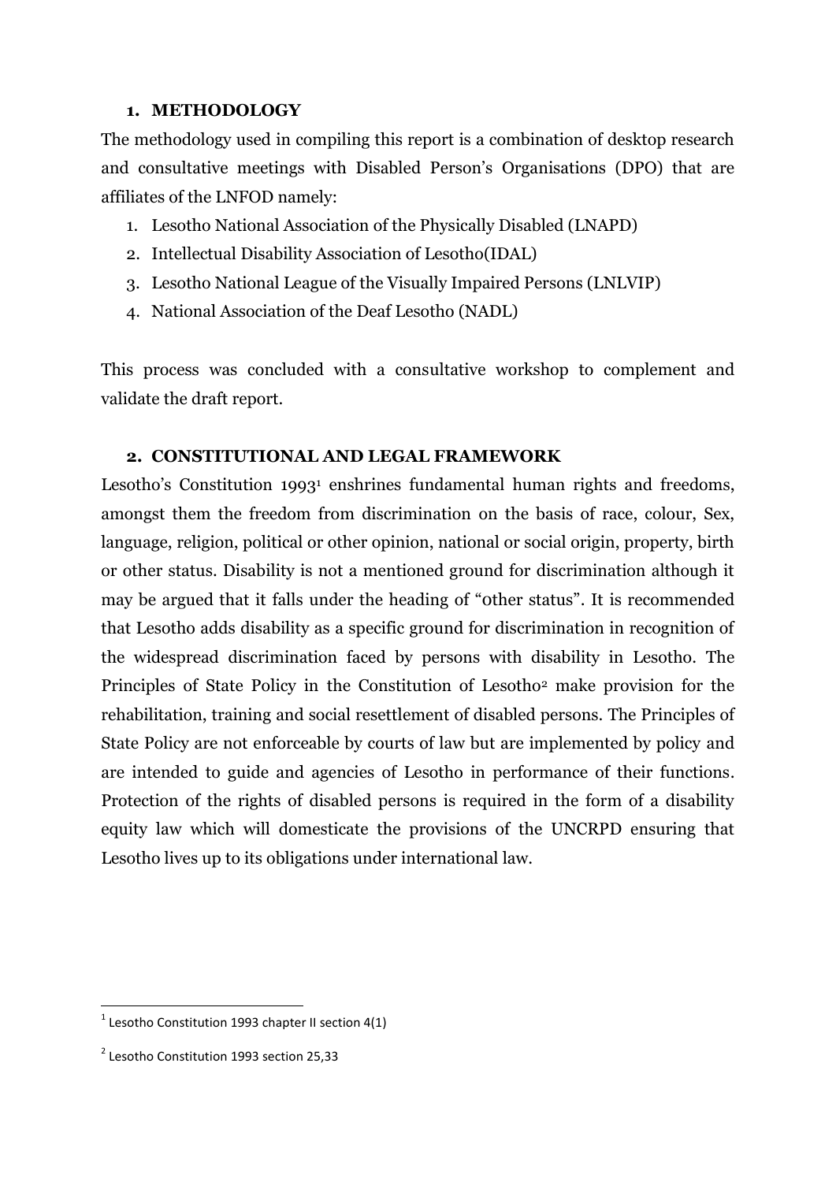## 1. METHODOLOGY

The methodology used in compiling this report is a combination of desktop research and consultative meetings with Disabled Person's Organisations (DPO) that are affiliates of the LNFOD namely:

1. Lesotho National Association of the Physically Disabled (LNAPD)
2. Intellectual Disability Association of Lesotho(IDAL)
3. Lesotho National League of the Visually Impaired Persons (LNLVIP)
4. National Association of the Deaf Lesotho (NADL)

This process was concluded with a consultative workshop to complement and validate the draft report.

## 2. CONSTITUTIONAL AND LEGAL FRAMEWORK

Lesotho's Constitution 1993[1] enshrines fundamental human rights and freedoms, amongst them the freedom from discrimination on the basis of race, colour, Sex, language, religion, political or other opinion, national or social origin, property, birth or other status. Disability is not a mentioned ground for discrimination although it may be argued that it falls under the heading of "other status". It is recommended that Lesotho adds disability as a specific ground for discrimination in recognition of the widespread discrimination faced by persons with disability in Lesotho. The Principles of State Policy in the Constitution of Lesotho[2] make provision for the rehabilitation, training and social resettlement of disabled persons. The Principles of State Policy are not enforceable by courts of law but are implemented by policy and are intended to guide and agencies of Lesotho in performance of their functions. Protection of the rights of disabled persons is required in the form of a disability equity law which will domesticate the provisions of the UNCRPD ensuring that Lesotho lives up to its obligations under international law.

---

[1] Lesotho Constitution 1993 chapter II section 4(1)

[2] Lesotho Constitution 1993 section 25,33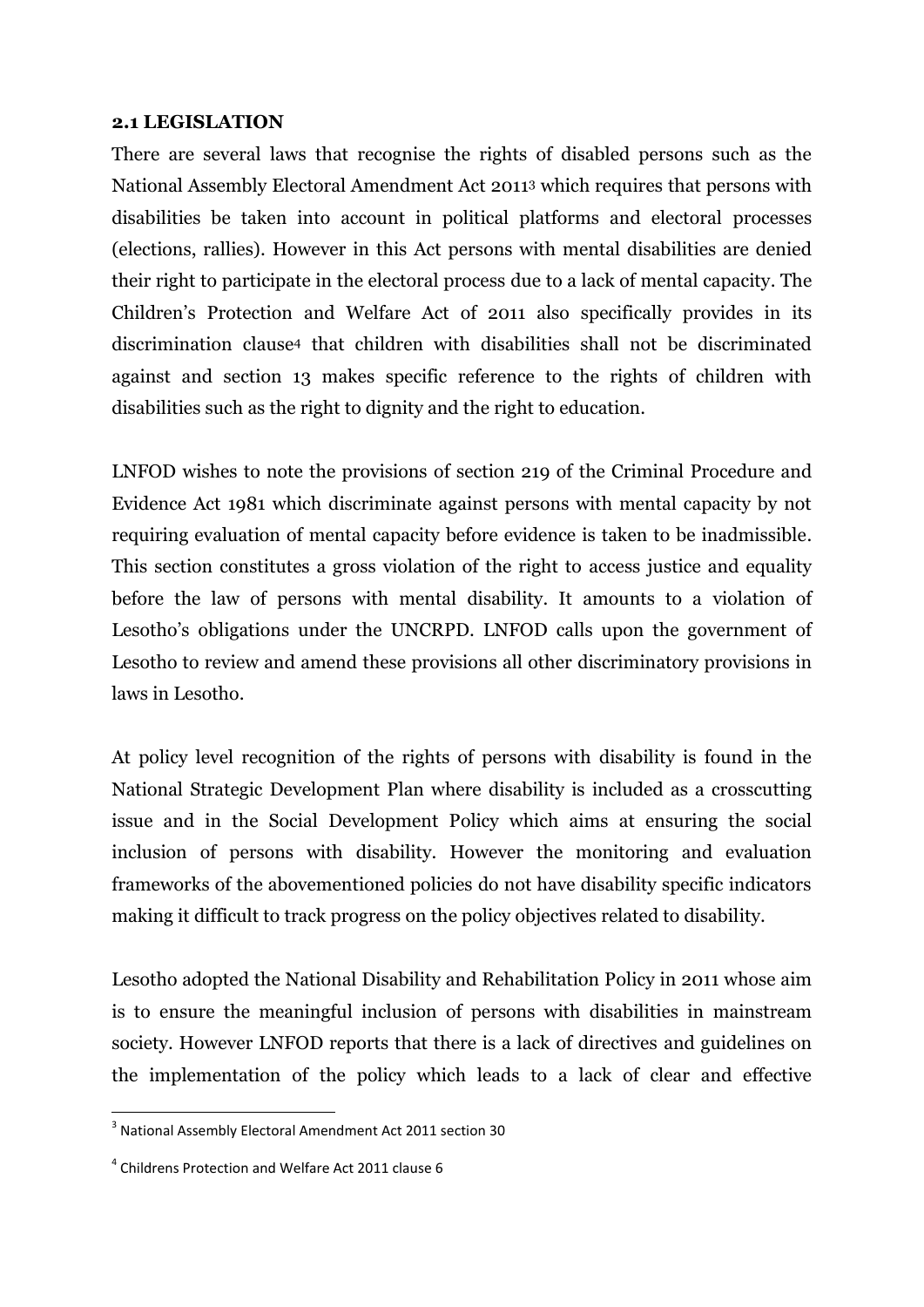**2.1 LEGISLATION**

There are several laws that recognise the rights of disabled persons such as the National Assembly Electoral Amendment Act 2011[3] which requires that persons with disabilities be taken into account in political platforms and electoral processes (elections, rallies). However in this Act persons with mental disabilities are denied their right to participate in the electoral process due to a lack of mental capacity. The Children's Protection and Welfare Act of 2011 also specifically provides in its discrimination clause[4] that children with disabilities shall not be discriminated against and section 13 makes specific reference to the rights of children with disabilities such as the right to dignity and the right to education.

LNFOD wishes to note the provisions of section 219 of the Criminal Procedure and Evidence Act 1981 which discriminate against persons with mental capacity by not requiring evaluation of mental capacity before evidence is taken to be inadmissible. This section constitutes a gross violation of the right to access justice and equality before the law of persons with mental disability. It amounts to a violation of Lesotho's obligations under the UNCRPD. LNFOD calls upon the government of Lesotho to review and amend these provisions all other discriminatory provisions in laws in Lesotho.

At policy level recognition of the rights of persons with disability is found in the National Strategic Development Plan where disability is included as a crosscutting issue and in the Social Development Policy which aims at ensuring the social inclusion of persons with disability. However the monitoring and evaluation frameworks of the abovementioned policies do not have disability specific indicators making it difficult to track progress on the policy objectives related to disability.

Lesotho adopted the National Disability and Rehabilitation Policy in 2011 whose aim is to ensure the meaningful inclusion of persons with disabilities in mainstream society. However LNFOD reports that there is a lack of directives and guidelines on the implementation of the policy which leads to a lack of clear and effective

---

[3] National Assembly Electoral Amendment Act 2011 section 30

[4] Childrens Protection and Welfare Act 2011 clause 6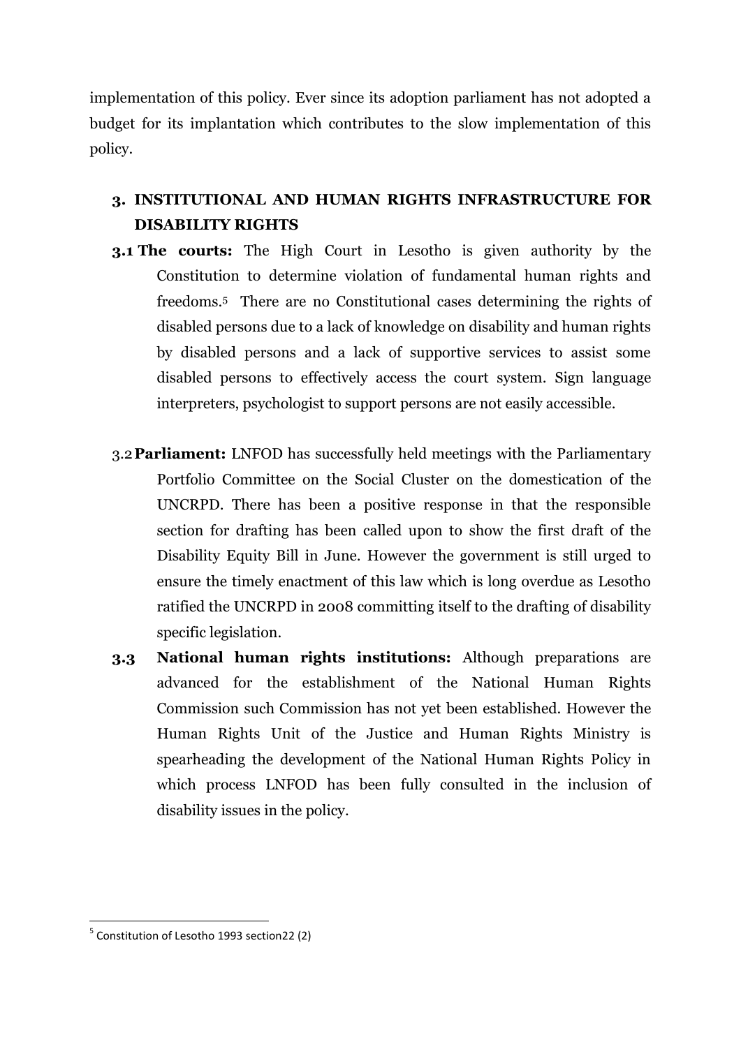implementation of this policy. Ever since its adoption parliament has not adopted a budget for its implantation which contributes to the slow implementation of this policy.

## 3. INSTITUTIONAL AND HUMAN RIGHTS INFRASTRUCTURE FOR DISABILITY RIGHTS

**3.1 The courts:** The High Court in Lesotho is given authority by the Constitution to determine violation of fundamental human rights and freedoms.[5] There are no Constitutional cases determining the rights of disabled persons due to a lack of knowledge on disability and human rights by disabled persons and a lack of supportive services to assist some disabled persons to effectively access the court system. Sign language interpreters, psychologist to support persons are not easily accessible.

3.2 **Parliament:** LNFOD has successfully held meetings with the Parliamentary Portfolio Committee on the Social Cluster on the domestication of the UNCRPD. There has been a positive response in that the responsible section for drafting has been called upon to show the first draft of the Disability Equity Bill in June. However the government is still urged to ensure the timely enactment of this law which is long overdue as Lesotho ratified the UNCRPD in 2008 committing itself to the drafting of disability specific legislation.

**3.3 National human rights institutions:** Although preparations are advanced for the establishment of the National Human Rights Commission such Commission has not yet been established. However the Human Rights Unit of the Justice and Human Rights Ministry is spearheading the development of the National Human Rights Policy in which process LNFOD has been fully consulted in the inclusion of disability issues in the policy.

---

[5] Constitution of Lesotho 1993 section22 (2)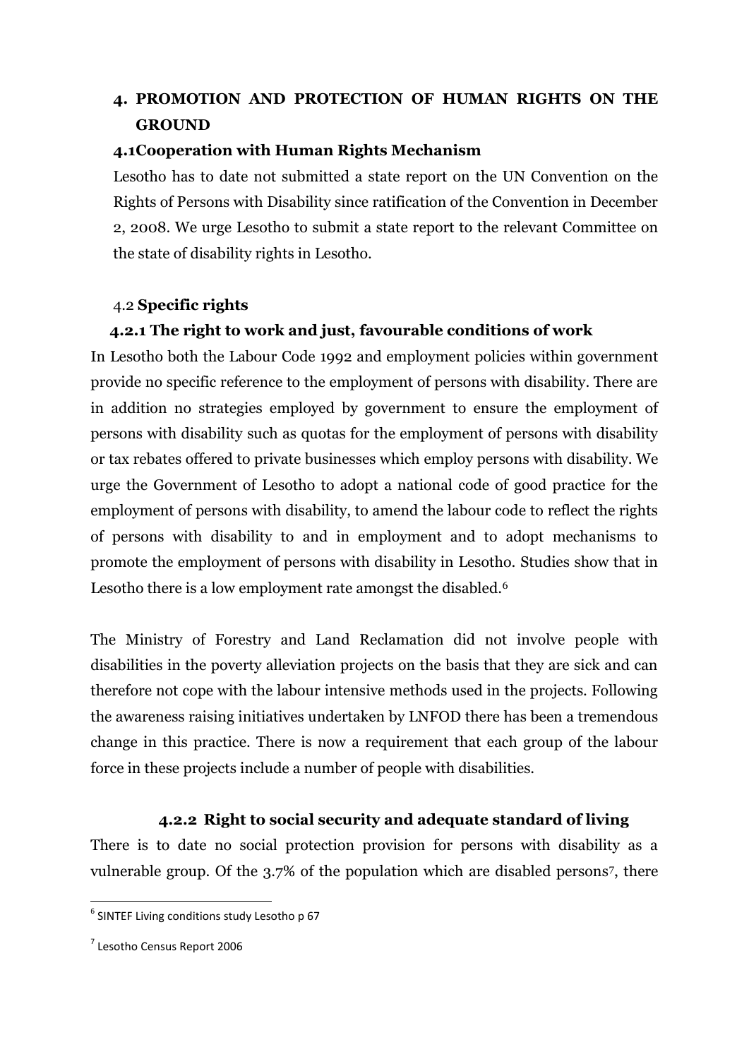## 4. PROMOTION AND PROTECTION OF HUMAN RIGHTS ON THE GROUND

### 4.1Cooperation with Human Rights Mechanism

Lesotho has to date not submitted a state report on the UN Convention on the Rights of Persons with Disability since ratification of the Convention in December 2, 2008. We urge Lesotho to submit a state report to the relevant Committee on the state of disability rights in Lesotho.

### 4.2 Specific rights

#### 4.2.1 The right to work and just, favourable conditions of work

In Lesotho both the Labour Code 1992 and employment policies within government provide no specific reference to the employment of persons with disability. There are in addition no strategies employed by government to ensure the employment of persons with disability such as quotas for the employment of persons with disability or tax rebates offered to private businesses which employ persons with disability. We urge the Government of Lesotho to adopt a national code of good practice for the employment of persons with disability, to amend the labour code to reflect the rights of persons with disability to and in employment and to adopt mechanisms to promote the employment of persons with disability in Lesotho. Studies show that in Lesotho there is a low employment rate amongst the disabled.[6]

The Ministry of Forestry and Land Reclamation did not involve people with disabilities in the poverty alleviation projects on the basis that they are sick and can therefore not cope with the labour intensive methods used in the projects. Following the awareness raising initiatives undertaken by LNFOD there has been a tremendous change in this practice. There is now a requirement that each group of the labour force in these projects include a number of people with disabilities.

#### 4.2.2 Right to social security and adequate standard of living

There is to date no social protection provision for persons with disability as a vulnerable group. Of the 3.7% of the population which are disabled persons[7], there

---

[6] SINTEF Living conditions study Lesotho p 67

[7] Lesotho Census Report 2006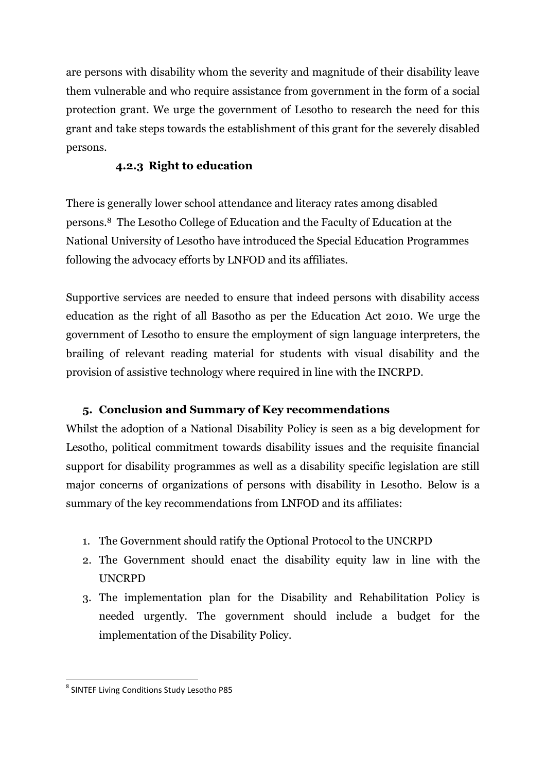are persons with disability whom the severity and magnitude of their disability leave them vulnerable and who require assistance from government in the form of a social protection grant. We urge the government of Lesotho to research the need for this grant and take steps towards the establishment of this grant for the severely disabled persons.

#### 4.2.3 Right to education

There is generally lower school attendance and literacy rates among disabled persons.[8] The Lesotho College of Education and the Faculty of Education at the National University of Lesotho have introduced the Special Education Programmes following the advocacy efforts by LNFOD and its affiliates.

Supportive services are needed to ensure that indeed persons with disability access education as the right of all Basotho as per the Education Act 2010. We urge the government of Lesotho to ensure the employment of sign language interpreters, the brailing of relevant reading material for students with visual disability and the provision of assistive technology where required in line with the INCRPD.

## 5. Conclusion and Summary of Key recommendations

Whilst the adoption of a National Disability Policy is seen as a big development for Lesotho, political commitment towards disability issues and the requisite financial support for disability programmes as well as a disability specific legislation are still major concerns of organizations of persons with disability in Lesotho. Below is a summary of the key recommendations from LNFOD and its affiliates:

1. The Government should ratify the Optional Protocol to the UNCRPD
2. The Government should enact the disability equity law in line with the UNCRPD
3. The implementation plan for the Disability and Rehabilitation Policy is needed urgently. The government should include a budget for the implementation of the Disability Policy.

[8] SINTEF Living Conditions Study Lesotho P85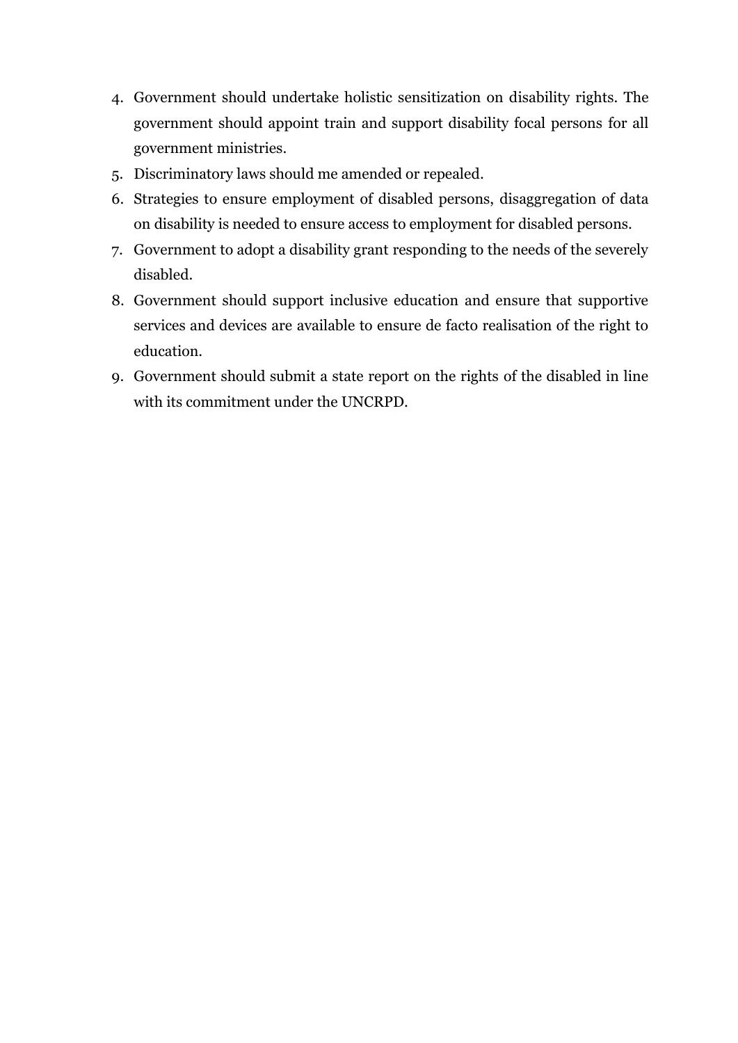4. Government should undertake holistic sensitization on disability rights. The government should appoint train and support disability focal persons for all government ministries.
5. Discriminatory laws should me amended or repealed.
6. Strategies to ensure employment of disabled persons, disaggregation of data on disability is needed to ensure access to employment for disabled persons.
7. Government to adopt a disability grant responding to the needs of the severely disabled.
8. Government should support inclusive education and ensure that supportive services and devices are available to ensure de facto realisation of the right to education.
9. Government should submit a state report on the rights of the disabled in line with its commitment under the UNCRPD.